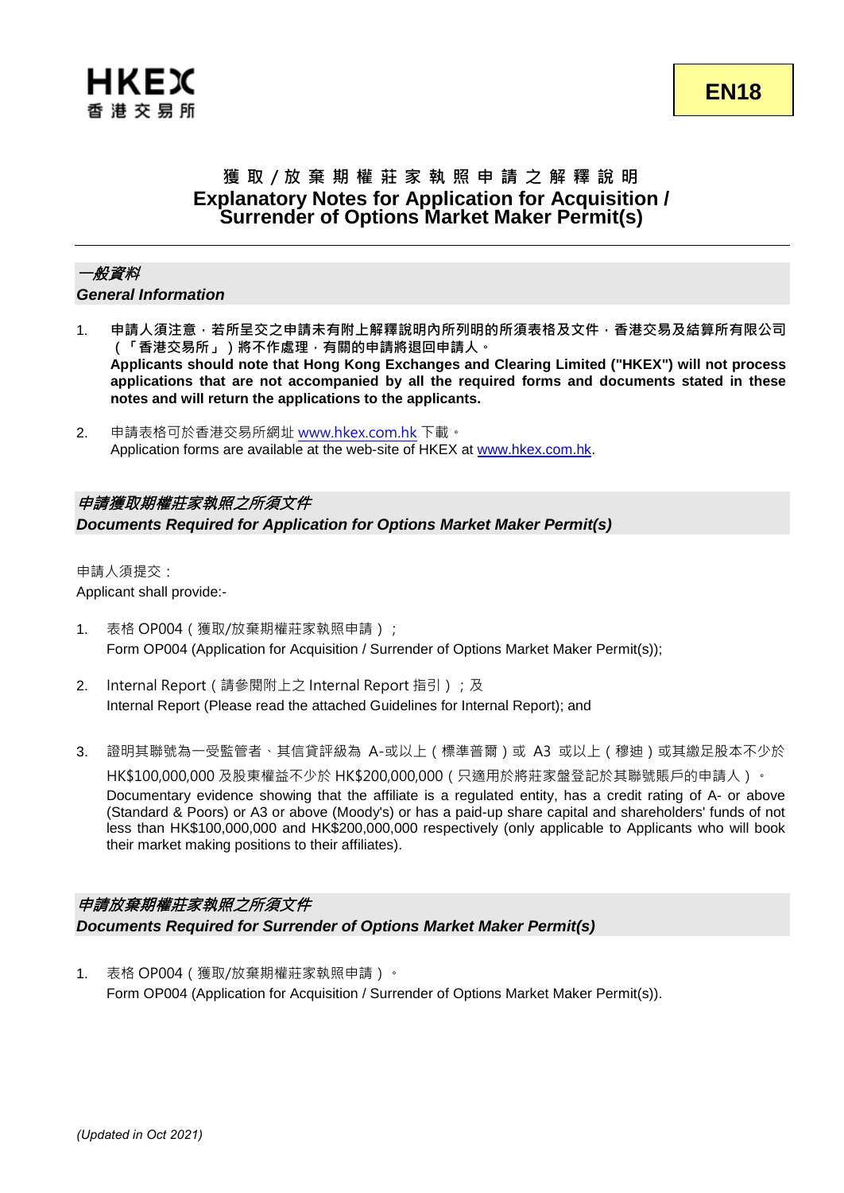HKEX 香港交易所

**EN18**

# 獲取/放棄期權莊家執照申請之解釋說明
# Explanatory Notes for Application for Acquisition / Surrender of Options Market Maker Permit(s)

## *一般資料*
## *General Information*

1. **申請人須注意，若所呈交之申請未有附上解釋說明內所列明的所須表格及文件，香港交易及結算所有限公司（「香港交易所」）將不作處理，有關的申請將退回申請人。**
   **Applicants should note that Hong Kong Exchanges and Clearing Limited ("HKEX") will not process applications that are not accompanied by all the required forms and documents stated in these notes and will return the applications to the applicants.**

2. 申請表格可於香港交易所網址 www.hkex.com.hk 下載。
   Application forms are available at the web-site of HKEX at www.hkex.com.hk.

## *申請獲取期權莊家執照之所須文件*
## *Documents Required for Application for Options Market Maker Permit(s)*

申請人須提交：
Applicant shall provide:-

1. 表格 OP004（獲取/放棄期權莊家執照申請）；
   Form OP004 (Application for Acquisition / Surrender of Options Market Maker Permit(s));

2. Internal Report（請參閱附上之 Internal Report 指引）；及
   Internal Report (Please read the attached Guidelines for Internal Report); and

3. 證明其聯號為一受監管者、其信貸評級為 A-或以上（標準普爾）或 A3 或以上（穆迪）或其繳足股本不少於 HK$100,000,000 及股東權益不少於 HK$200,000,000（只適用於將莊家盤登記於其聯號賬戶的申請人）。
   Documentary evidence showing that the affiliate is a regulated entity, has a credit rating of A- or above (Standard & Poors) or A3 or above (Moody's) or has a paid-up share capital and shareholders' funds of not less than HK$100,000,000 and HK$200,000,000 respectively (only applicable to Applicants who will book their market making positions to their affiliates).

## *申請放棄期權莊家執照之所須文件*
## *Documents Required for Surrender of Options Market Maker Permit(s)*

1. 表格 OP004（獲取/放棄期權莊家執照申請）。
   Form OP004 (Application for Acquisition / Surrender of Options Market Maker Permit(s)).

*(Updated in Oct 2021)*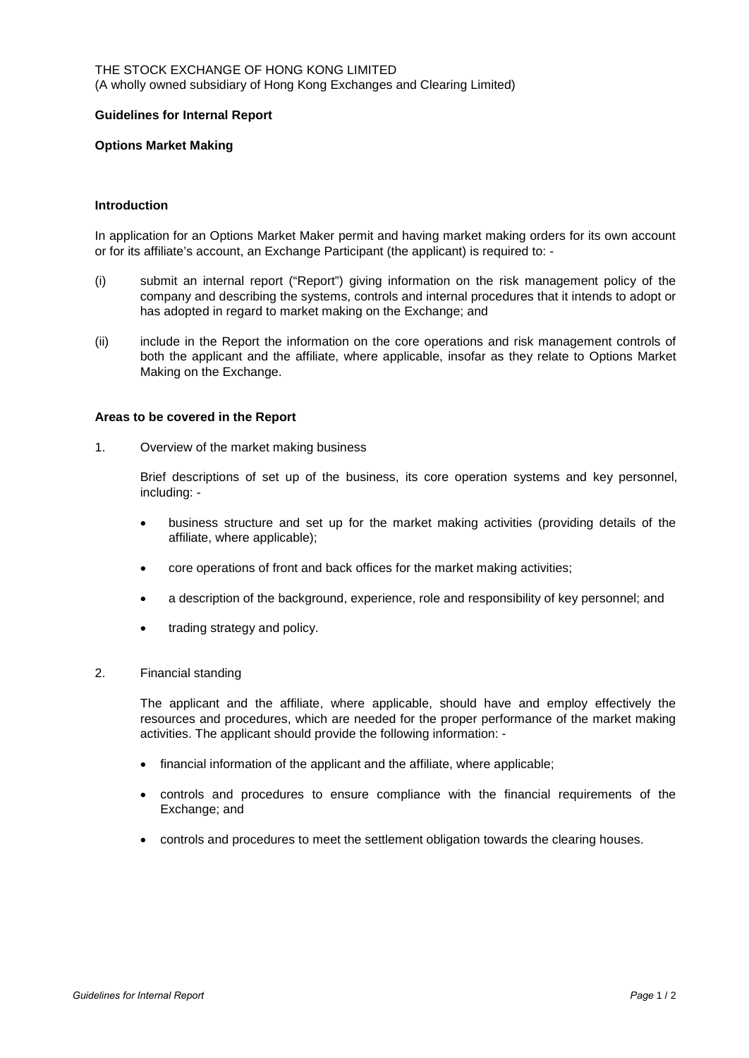THE STOCK EXCHANGE OF HONG KONG LIMITED
(A wholly owned subsidiary of Hong Kong Exchanges and Clearing Limited)

**Guidelines for Internal Report**

**Options Market Making**

**Introduction**

In application for an Options Market Maker permit and having market making orders for its own account or for its affiliate's account, an Exchange Participant (the applicant) is required to: -

(i) submit an internal report ("Report") giving information on the risk management policy of the company and describing the systems, controls and internal procedures that it intends to adopt or has adopted in regard to market making on the Exchange; and

(ii) include in the Report the information on the core operations and risk management controls of both the applicant and the affiliate, where applicable, insofar as they relate to Options Market Making on the Exchange.

**Areas to be covered in the Report**

1. Overview of the market making business

   Brief descriptions of set up of the business, its core operation systems and key personnel, including: -

   - business structure and set up for the market making activities (providing details of the affiliate, where applicable);
   - core operations of front and back offices for the market making activities;
   - a description of the background, experience, role and responsibility of key personnel; and
   - trading strategy and policy.

2. Financial standing

   The applicant and the affiliate, where applicable, should have and employ effectively the resources and procedures, which are needed for the proper performance of the market making activities. The applicant should provide the following information: -

   - financial information of the applicant and the affiliate, where applicable;
   - controls and procedures to ensure compliance with the financial requirements of the Exchange; and
   - controls and procedures to meet the settlement obligation towards the clearing houses.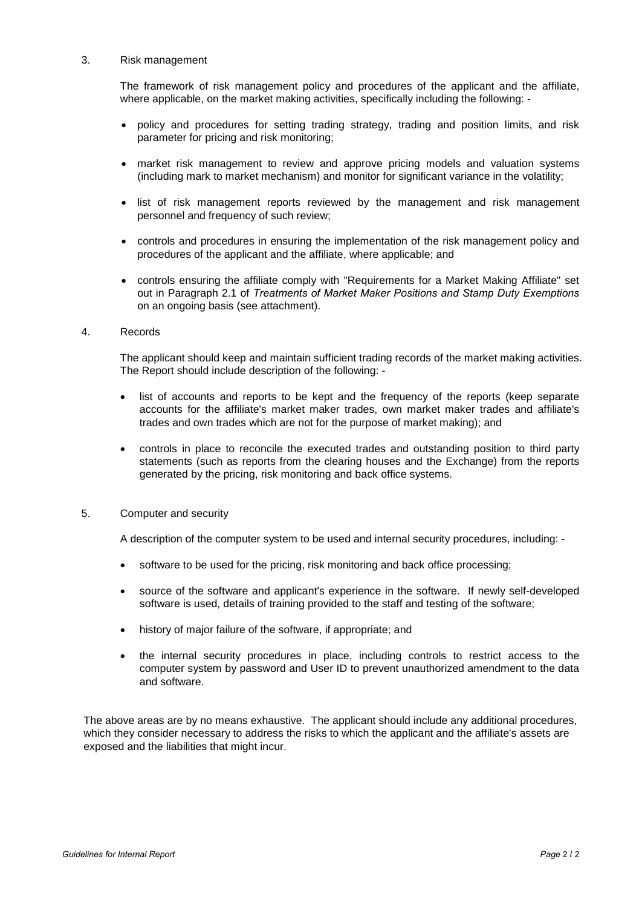3. Risk management

The framework of risk management policy and procedures of the applicant and the affiliate, where applicable, on the market making activities, specifically including the following: -

- policy and procedures for setting trading strategy, trading and position limits, and risk parameter for pricing and risk monitoring;
- market risk management to review and approve pricing models and valuation systems (including mark to market mechanism) and monitor for significant variance in the volatility;
- list of risk management reports reviewed by the management and risk management personnel and frequency of such review;
- controls and procedures in ensuring the implementation of the risk management policy and procedures of the applicant and the affiliate, where applicable; and
- controls ensuring the affiliate comply with "Requirements for a Market Making Affiliate" set out in Paragraph 2.1 of *Treatments of Market Maker Positions and Stamp Duty Exemptions* on an ongoing basis (see attachment).

4. Records

The applicant should keep and maintain sufficient trading records of the market making activities. The Report should include description of the following: -

- list of accounts and reports to be kept and the frequency of the reports (keep separate accounts for the affiliate's market maker trades, own market maker trades and affiliate's trades and own trades which are not for the purpose of market making); and
- controls in place to reconcile the executed trades and outstanding position to third party statements (such as reports from the clearing houses and the Exchange) from the reports generated by the pricing, risk monitoring and back office systems.

5. Computer and security

A description of the computer system to be used and internal security procedures, including: -

- software to be used for the pricing, risk monitoring and back office processing;
- source of the software and applicant's experience in the software. If newly self-developed software is used, details of training provided to the staff and testing of the software;
- history of major failure of the software, if appropriate; and
- the internal security procedures in place, including controls to restrict access to the computer system by password and User ID to prevent unauthorized amendment to the data and software.

The above areas are by no means exhaustive. The applicant should include any additional procedures, which they consider necessary to address the risks to which the applicant and the affiliate's assets are exposed and the liabilities that might incur.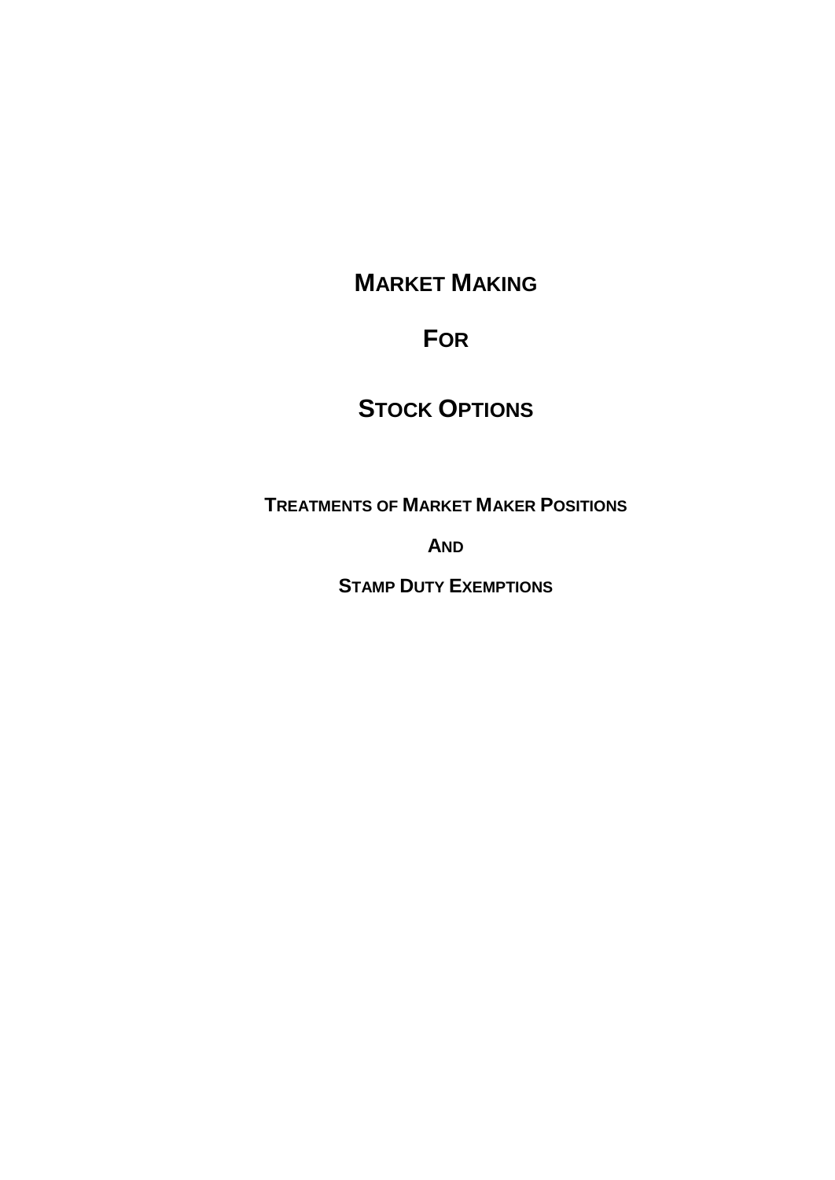# MARKET MAKING

# FOR

# STOCK OPTIONS

## TREATMENTS OF MARKET MAKER POSITIONS

## AND

## STAMP DUTY EXEMPTIONS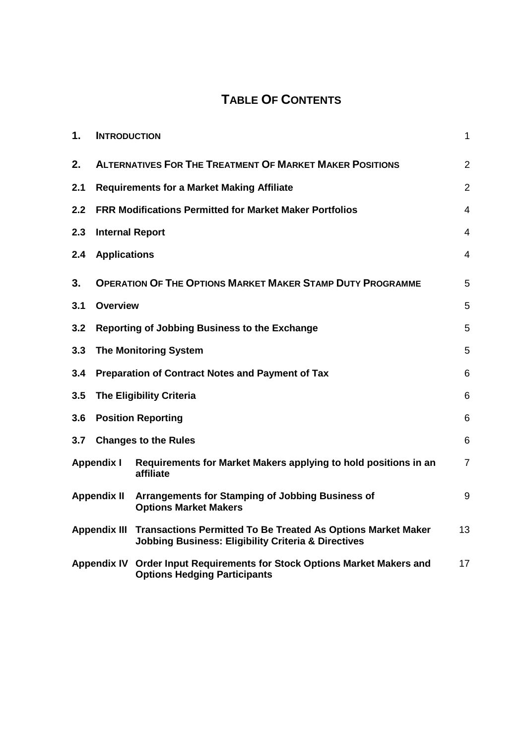# TABLE OF CONTENTS

| | | |
|---|---|---|
| **1.** | **INTRODUCTION** | 1 |
| **2.** | **ALTERNATIVES FOR THE TREATMENT OF MARKET MAKER POSITIONS** | 2 |
| **2.1** | **Requirements for a Market Making Affiliate** | 2 |
| **2.2** | **FRR Modifications Permitted for Market Maker Portfolios** | 4 |
| **2.3** | **Internal Report** | 4 |
| **2.4** | **Applications** | 4 |
| **3.** | **OPERATION OF THE OPTIONS MARKET MAKER STAMP DUTY PROGRAMME** | 5 |
| **3.1** | **Overview** | 5 |
| **3.2** | **Reporting of Jobbing Business to the Exchange** | 5 |
| **3.3** | **The Monitoring System** | 5 |
| **3.4** | **Preparation of Contract Notes and Payment of Tax** | 6 |
| **3.5** | **The Eligibility Criteria** | 6 |
| **3.6** | **Position Reporting** | 6 |
| **3.7** | **Changes to the Rules** | 6 |
| **Appendix I** | **Requirements for Market Makers applying to hold positions in an affiliate** | 7 |
| **Appendix II** | **Arrangements for Stamping of Jobbing Business of Options Market Makers** | 9 |
| **Appendix III** | **Transactions Permitted To Be Treated As Options Market Maker Jobbing Business: Eligibility Criteria & Directives** | 13 |
| **Appendix IV** | **Order Input Requirements for Stock Options Market Makers and Options Hedging Participants** | 17 |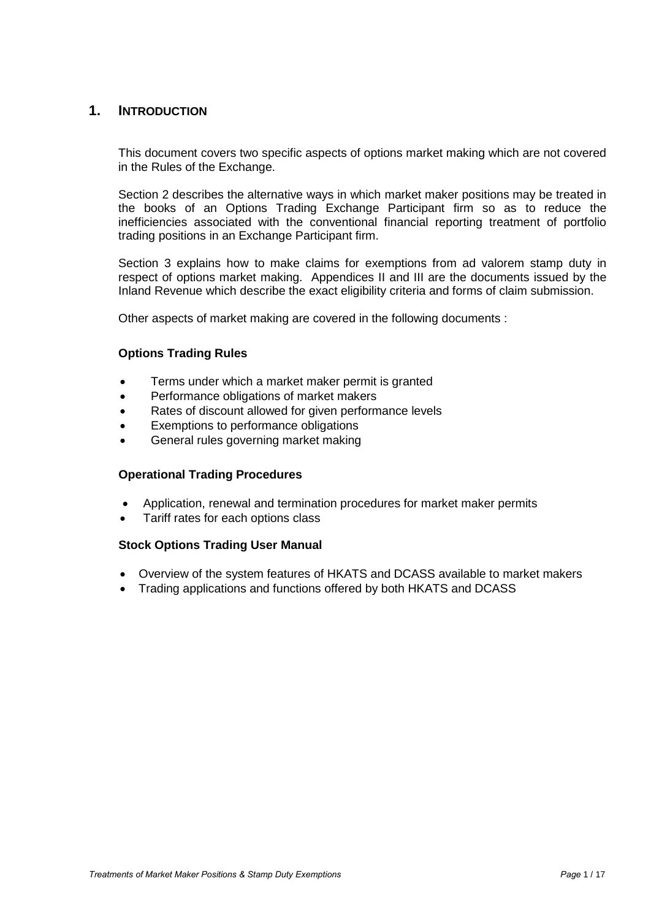## 1. INTRODUCTION

This document covers two specific aspects of options market making which are not covered in the Rules of the Exchange.

Section 2 describes the alternative ways in which market maker positions may be treated in the books of an Options Trading Exchange Participant firm so as to reduce the inefficiencies associated with the conventional financial reporting treatment of portfolio trading positions in an Exchange Participant firm.

Section 3 explains how to make claims for exemptions from ad valorem stamp duty in respect of options market making. Appendices II and III are the documents issued by the Inland Revenue which describe the exact eligibility criteria and forms of claim submission.

Other aspects of market making are covered in the following documents :

**Options Trading Rules**

- Terms under which a market maker permit is granted
- Performance obligations of market makers
- Rates of discount allowed for given performance levels
- Exemptions to performance obligations
- General rules governing market making

**Operational Trading Procedures**

- Application, renewal and termination procedures for market maker permits
- Tariff rates for each options class

**Stock Options Trading User Manual**

- Overview of the system features of HKATS and DCASS available to market makers
- Trading applications and functions offered by both HKATS and DCASS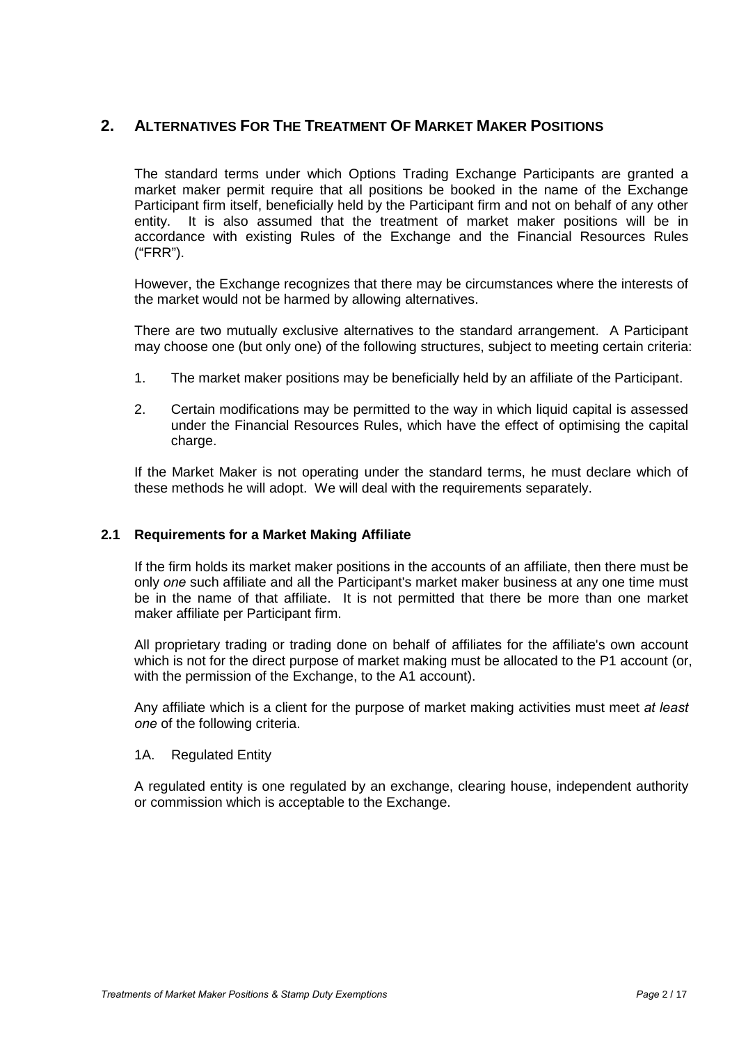## 2. Alternatives For The Treatment Of Market Maker Positions

The standard terms under which Options Trading Exchange Participants are granted a market maker permit require that all positions be booked in the name of the Exchange Participant firm itself, beneficially held by the Participant firm and not on behalf of any other entity. It is also assumed that the treatment of market maker positions will be in accordance with existing Rules of the Exchange and the Financial Resources Rules ("FRR").

However, the Exchange recognizes that there may be circumstances where the interests of the market would not be harmed by allowing alternatives.

There are two mutually exclusive alternatives to the standard arrangement. A Participant may choose one (but only one) of the following structures, subject to meeting certain criteria:

1. The market maker positions may be beneficially held by an affiliate of the Participant.
2. Certain modifications may be permitted to the way in which liquid capital is assessed under the Financial Resources Rules, which have the effect of optimising the capital charge.

If the Market Maker is not operating under the standard terms, he must declare which of these methods he will adopt. We will deal with the requirements separately.

### 2.1 Requirements for a Market Making Affiliate

If the firm holds its market maker positions in the accounts of an affiliate, then there must be only *one* such affiliate and all the Participant's market maker business at any one time must be in the name of that affiliate. It is not permitted that there be more than one market maker affiliate per Participant firm.

All proprietary trading or trading done on behalf of affiliates for the affiliate's own account which is not for the direct purpose of market making must be allocated to the P1 account (or, with the permission of the Exchange, to the A1 account).

Any affiliate which is a client for the purpose of market making activities must meet *at least one* of the following criteria.

1A. Regulated Entity

A regulated entity is one regulated by an exchange, clearing house, independent authority or commission which is acceptable to the Exchange.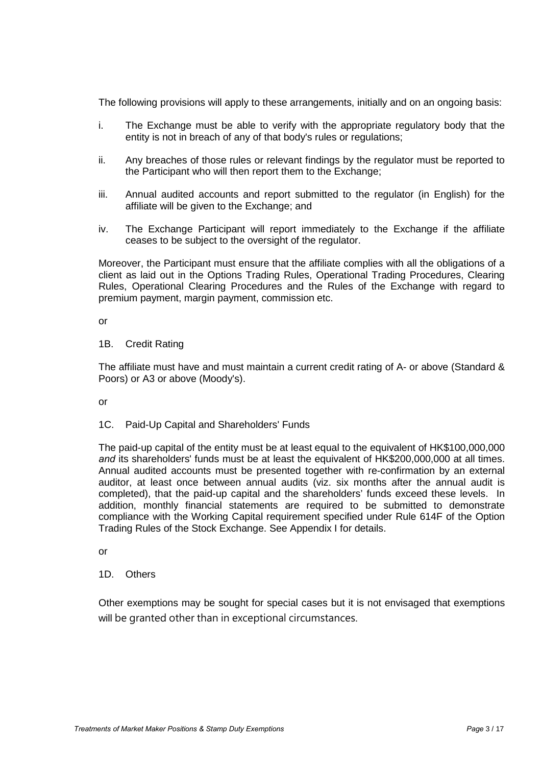The following provisions will apply to these arrangements, initially and on an ongoing basis:

i. The Exchange must be able to verify with the appropriate regulatory body that the entity is not in breach of any of that body's rules or regulations;

ii. Any breaches of those rules or relevant findings by the regulator must be reported to the Participant who will then report them to the Exchange;

iii. Annual audited accounts and report submitted to the regulator (in English) for the affiliate will be given to the Exchange; and

iv. The Exchange Participant will report immediately to the Exchange if the affiliate ceases to be subject to the oversight of the regulator.

Moreover, the Participant must ensure that the affiliate complies with all the obligations of a client as laid out in the Options Trading Rules, Operational Trading Procedures, Clearing Rules, Operational Clearing Procedures and the Rules of the Exchange with regard to premium payment, margin payment, commission etc.

or

1B. Credit Rating

The affiliate must have and must maintain a current credit rating of A- or above (Standard & Poors) or A3 or above (Moody's).

or

1C. Paid-Up Capital and Shareholders' Funds

The paid-up capital of the entity must be at least equal to the equivalent of HK$100,000,000 *and* its shareholders' funds must be at least the equivalent of HK$200,000,000 at all times. Annual audited accounts must be presented together with re-confirmation by an external auditor, at least once between annual audits (viz. six months after the annual audit is completed), that the paid-up capital and the shareholders' funds exceed these levels. In addition, monthly financial statements are required to be submitted to demonstrate compliance with the Working Capital requirement specified under Rule 614F of the Option Trading Rules of the Stock Exchange. See Appendix I for details.

or

1D. Others

Other exemptions may be sought for special cases but it is not envisaged that exemptions will be granted other than in exceptional circumstances.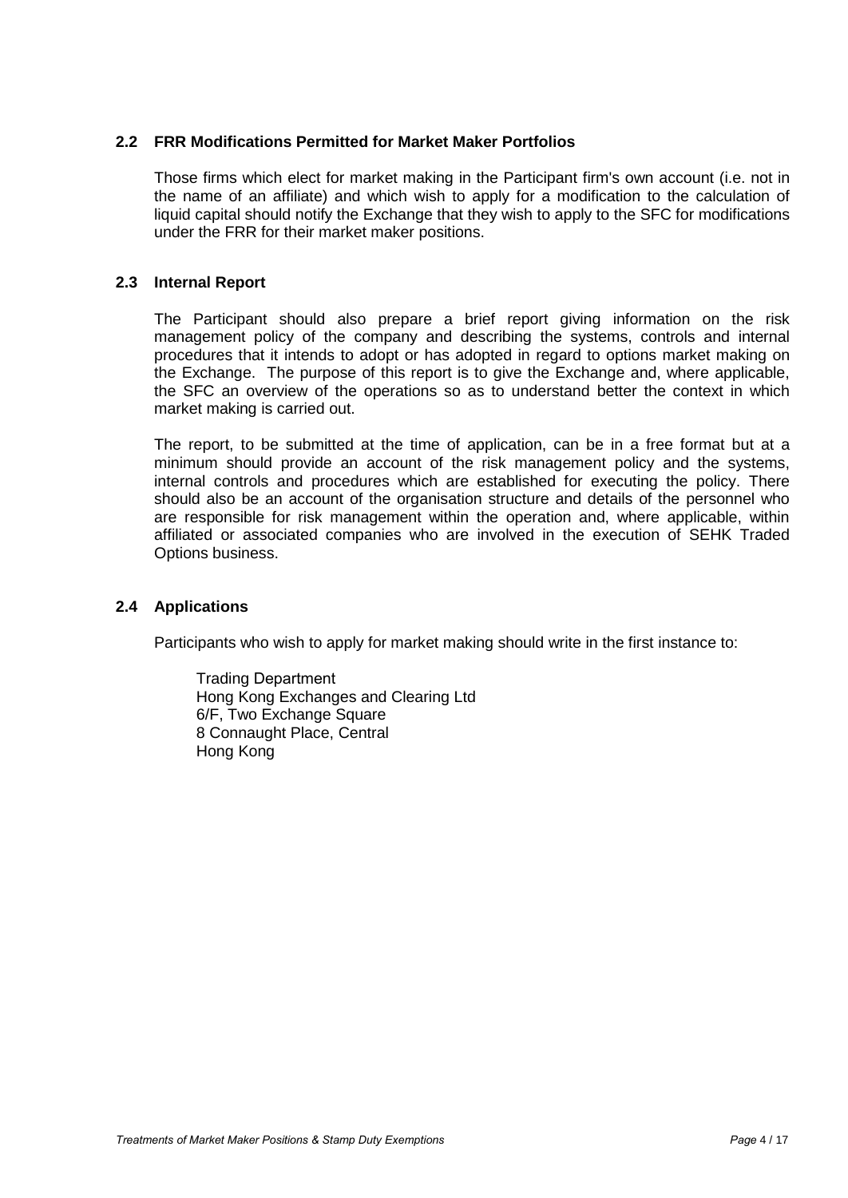### 2.2 FRR Modifications Permitted for Market Maker Portfolios

Those firms which elect for market making in the Participant firm's own account (i.e. not in the name of an affiliate) and which wish to apply for a modification to the calculation of liquid capital should notify the Exchange that they wish to apply to the SFC for modifications under the FRR for their market maker positions.

### 2.3 Internal Report

The Participant should also prepare a brief report giving information on the risk management policy of the company and describing the systems, controls and internal procedures that it intends to adopt or has adopted in regard to options market making on the Exchange. The purpose of this report is to give the Exchange and, where applicable, the SFC an overview of the operations so as to understand better the context in which market making is carried out.

The report, to be submitted at the time of application, can be in a free format but at a minimum should provide an account of the risk management policy and the systems, internal controls and procedures which are established for executing the policy. There should also be an account of the organisation structure and details of the personnel who are responsible for risk management within the operation and, where applicable, within affiliated or associated companies who are involved in the execution of SEHK Traded Options business.

### 2.4 Applications

Participants who wish to apply for market making should write in the first instance to:

Trading Department
Hong Kong Exchanges and Clearing Ltd
6/F, Two Exchange Square
8 Connaught Place, Central
Hong Kong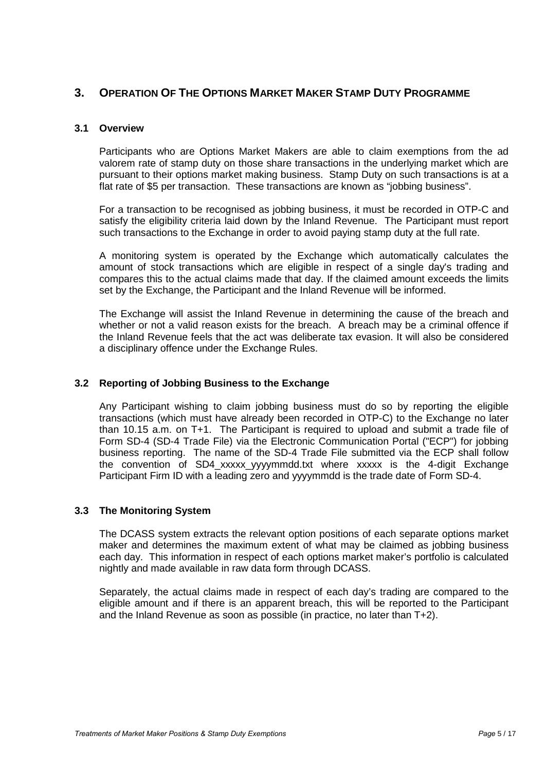## 3. OPERATION OF THE OPTIONS MARKET MAKER STAMP DUTY PROGRAMME

### 3.1 Overview

Participants who are Options Market Makers are able to claim exemptions from the ad valorem rate of stamp duty on those share transactions in the underlying market which are pursuant to their options market making business. Stamp Duty on such transactions is at a flat rate of $5 per transaction. These transactions are known as "jobbing business".

For a transaction to be recognised as jobbing business, it must be recorded in OTP-C and satisfy the eligibility criteria laid down by the Inland Revenue. The Participant must report such transactions to the Exchange in order to avoid paying stamp duty at the full rate.

A monitoring system is operated by the Exchange which automatically calculates the amount of stock transactions which are eligible in respect of a single day's trading and compares this to the actual claims made that day. If the claimed amount exceeds the limits set by the Exchange, the Participant and the Inland Revenue will be informed.

The Exchange will assist the Inland Revenue in determining the cause of the breach and whether or not a valid reason exists for the breach. A breach may be a criminal offence if the Inland Revenue feels that the act was deliberate tax evasion. It will also be considered a disciplinary offence under the Exchange Rules.

### 3.2 Reporting of Jobbing Business to the Exchange

Any Participant wishing to claim jobbing business must do so by reporting the eligible transactions (which must have already been recorded in OTP-C) to the Exchange no later than 10.15 a.m. on T+1. The Participant is required to upload and submit a trade file of Form SD-4 (SD-4 Trade File) via the Electronic Communication Portal ("ECP") for jobbing business reporting. The name of the SD-4 Trade File submitted via the ECP shall follow the convention of SD4_xxxxx_yyyymmdd.txt where xxxxx is the 4-digit Exchange Participant Firm ID with a leading zero and yyyymmdd is the trade date of Form SD-4.

### 3.3 The Monitoring System

The DCASS system extracts the relevant option positions of each separate options market maker and determines the maximum extent of what may be claimed as jobbing business each day. This information in respect of each options market maker's portfolio is calculated nightly and made available in raw data form through DCASS.

Separately, the actual claims made in respect of each day's trading are compared to the eligible amount and if there is an apparent breach, this will be reported to the Participant and the Inland Revenue as soon as possible (in practice, no later than T+2).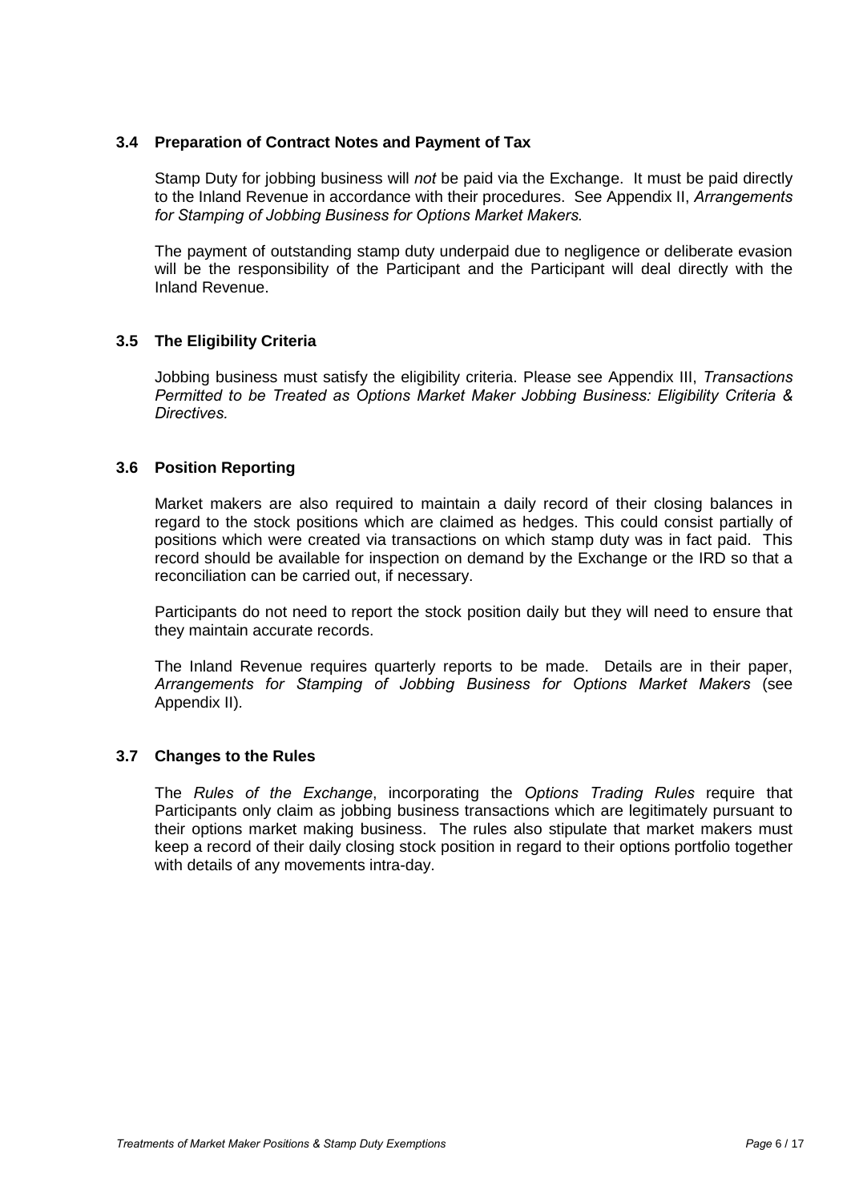### 3.4 Preparation of Contract Notes and Payment of Tax

Stamp Duty for jobbing business will *not* be paid via the Exchange. It must be paid directly to the Inland Revenue in accordance with their procedures. See Appendix II, *Arrangements for Stamping of Jobbing Business for Options Market Makers.*

The payment of outstanding stamp duty underpaid due to negligence or deliberate evasion will be the responsibility of the Participant and the Participant will deal directly with the Inland Revenue.

### 3.5 The Eligibility Criteria

Jobbing business must satisfy the eligibility criteria. Please see Appendix III, *Transactions Permitted to be Treated as Options Market Maker Jobbing Business: Eligibility Criteria & Directives.*

### 3.6 Position Reporting

Market makers are also required to maintain a daily record of their closing balances in regard to the stock positions which are claimed as hedges. This could consist partially of positions which were created via transactions on which stamp duty was in fact paid. This record should be available for inspection on demand by the Exchange or the IRD so that a reconciliation can be carried out, if necessary.

Participants do not need to report the stock position daily but they will need to ensure that they maintain accurate records.

The Inland Revenue requires quarterly reports to be made. Details are in their paper, *Arrangements for Stamping of Jobbing Business for Options Market Makers* (see Appendix II).

### 3.7 Changes to the Rules

The *Rules of the Exchange*, incorporating the *Options Trading Rules* require that Participants only claim as jobbing business transactions which are legitimately pursuant to their options market making business. The rules also stipulate that market makers must keep a record of their daily closing stock position in regard to their options portfolio together with details of any movements intra-day.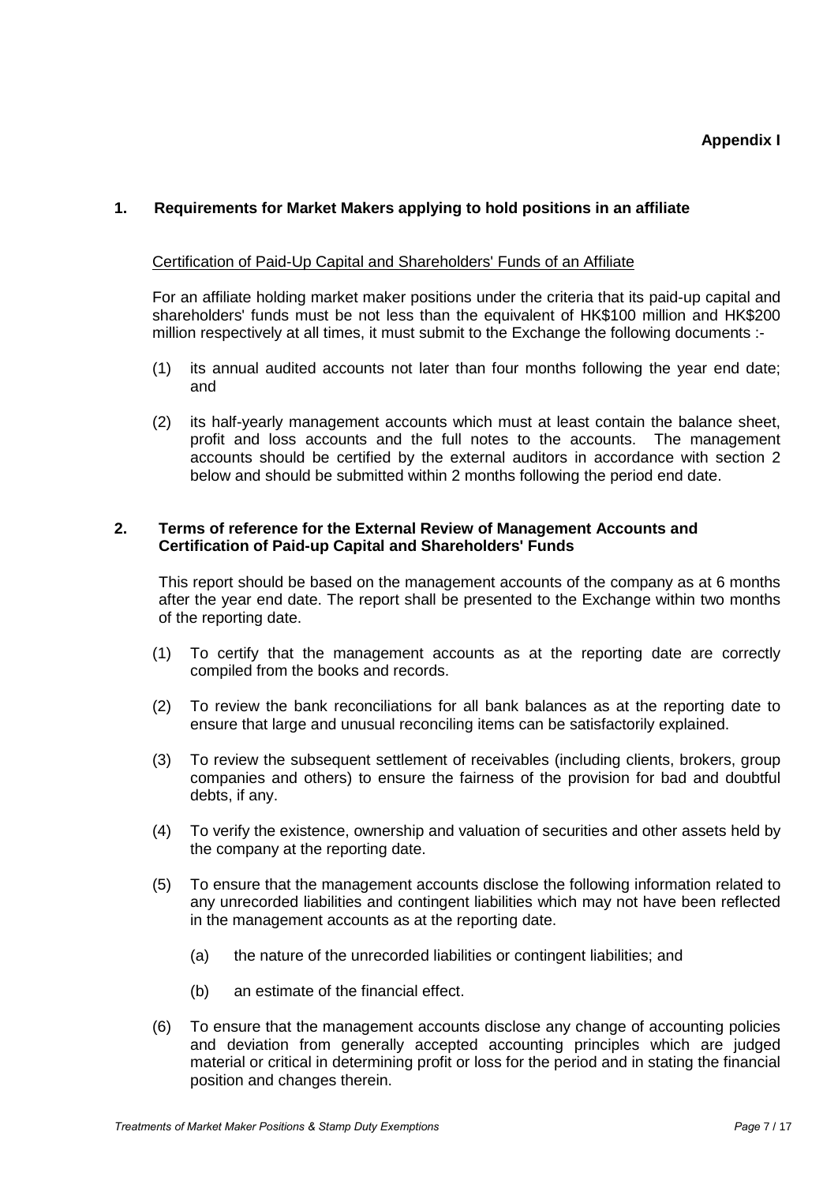**Appendix I**

## 1. Requirements for Market Makers applying to hold positions in an affiliate

Certification of Paid-Up Capital and Shareholders' Funds of an Affiliate

For an affiliate holding market maker positions under the criteria that its paid-up capital and shareholders' funds must be not less than the equivalent of HK$100 million and HK$200 million respectively at all times, it must submit to the Exchange the following documents :-

(1) its annual audited accounts not later than four months following the year end date; and

(2) its half-yearly management accounts which must at least contain the balance sheet, profit and loss accounts and the full notes to the accounts. The management accounts should be certified by the external auditors in accordance with section 2 below and should be submitted within 2 months following the period end date.

## 2. Terms of reference for the External Review of Management Accounts and Certification of Paid-up Capital and Shareholders' Funds

This report should be based on the management accounts of the company as at 6 months after the year end date. The report shall be presented to the Exchange within two months of the reporting date.

(1) To certify that the management accounts as at the reporting date are correctly compiled from the books and records.

(2) To review the bank reconciliations for all bank balances as at the reporting date to ensure that large and unusual reconciling items can be satisfactorily explained.

(3) To review the subsequent settlement of receivables (including clients, brokers, group companies and others) to ensure the fairness of the provision for bad and doubtful debts, if any.

(4) To verify the existence, ownership and valuation of securities and other assets held by the company at the reporting date.

(5) To ensure that the management accounts disclose the following information related to any unrecorded liabilities and contingent liabilities which may not have been reflected in the management accounts as at the reporting date.

  (a) the nature of the unrecorded liabilities or contingent liabilities; and

  (b) an estimate of the financial effect.

(6) To ensure that the management accounts disclose any change of accounting policies and deviation from generally accepted accounting principles which are judged material or critical in determining profit or loss for the period and in stating the financial position and changes therein.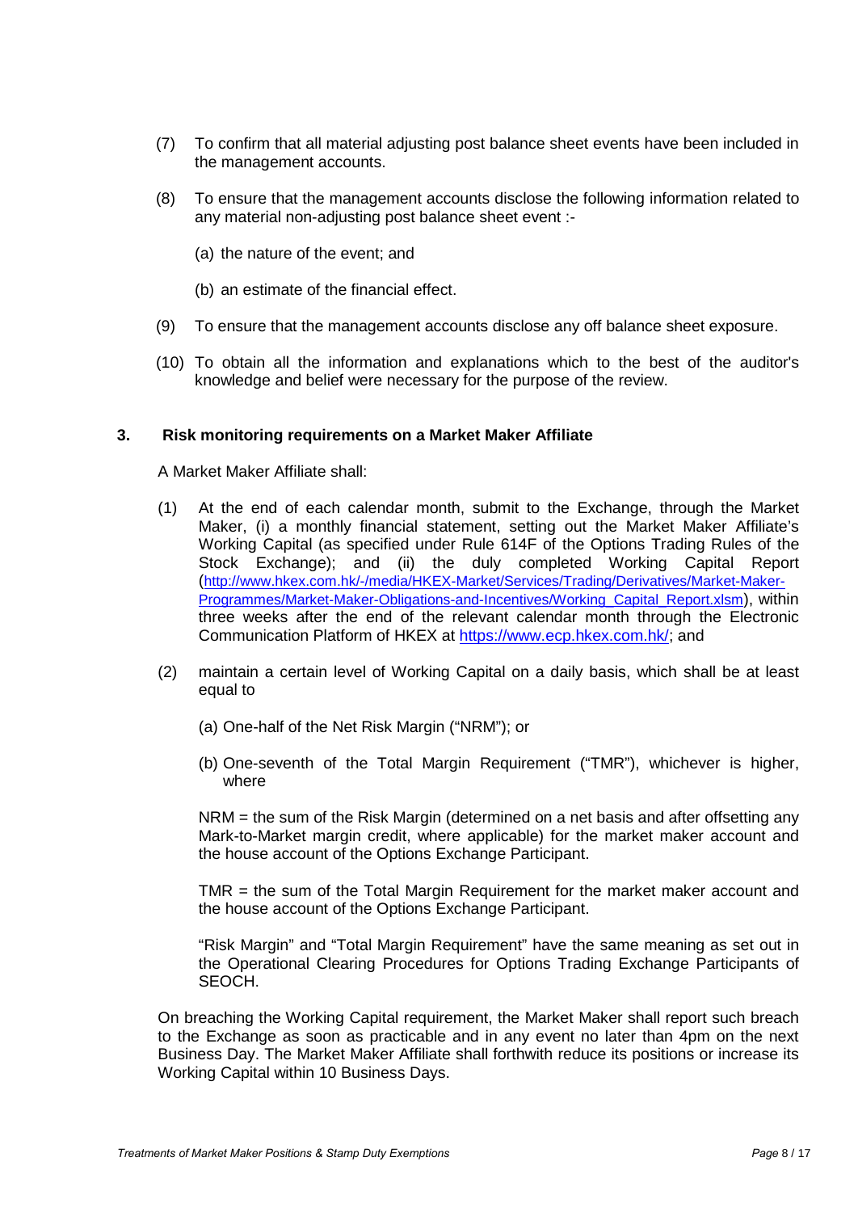(7) To confirm that all material adjusting post balance sheet events have been included in the management accounts.

(8) To ensure that the management accounts disclose the following information related to any material non-adjusting post balance sheet event :-

(a) the nature of the event; and

(b) an estimate of the financial effect.

(9) To ensure that the management accounts disclose any off balance sheet exposure.

(10) To obtain all the information and explanations which to the best of the auditor's knowledge and belief were necessary for the purpose of the review.

### 3. Risk monitoring requirements on a Market Maker Affiliate

A Market Maker Affiliate shall:

(1) At the end of each calendar month, submit to the Exchange, through the Market Maker, (i) a monthly financial statement, setting out the Market Maker Affiliate's Working Capital (as specified under Rule 614F of the Options Trading Rules of the Stock Exchange); and (ii) the duly completed Working Capital Report (http://www.hkex.com.hk/-/media/HKEX-Market/Services/Trading/Derivatives/Market-Maker-Programmes/Market-Maker-Obligations-and-Incentives/Working_Capital_Report.xlsm), within three weeks after the end of the relevant calendar month through the Electronic Communication Platform of HKEX at https://www.ecp.hkex.com.hk/; and

(2) maintain a certain level of Working Capital on a daily basis, which shall be at least equal to

(a) One-half of the Net Risk Margin ("NRM"); or

(b) One-seventh of the Total Margin Requirement ("TMR"), whichever is higher, where

NRM = the sum of the Risk Margin (determined on a net basis and after offsetting any Mark-to-Market margin credit, where applicable) for the market maker account and the house account of the Options Exchange Participant.

TMR = the sum of the Total Margin Requirement for the market maker account and the house account of the Options Exchange Participant.

"Risk Margin" and "Total Margin Requirement" have the same meaning as set out in the Operational Clearing Procedures for Options Trading Exchange Participants of SEOCH.

On breaching the Working Capital requirement, the Market Maker shall report such breach to the Exchange as soon as practicable and in any event no later than 4pm on the next Business Day. The Market Maker Affiliate shall forthwith reduce its positions or increase its Working Capital within 10 Business Days.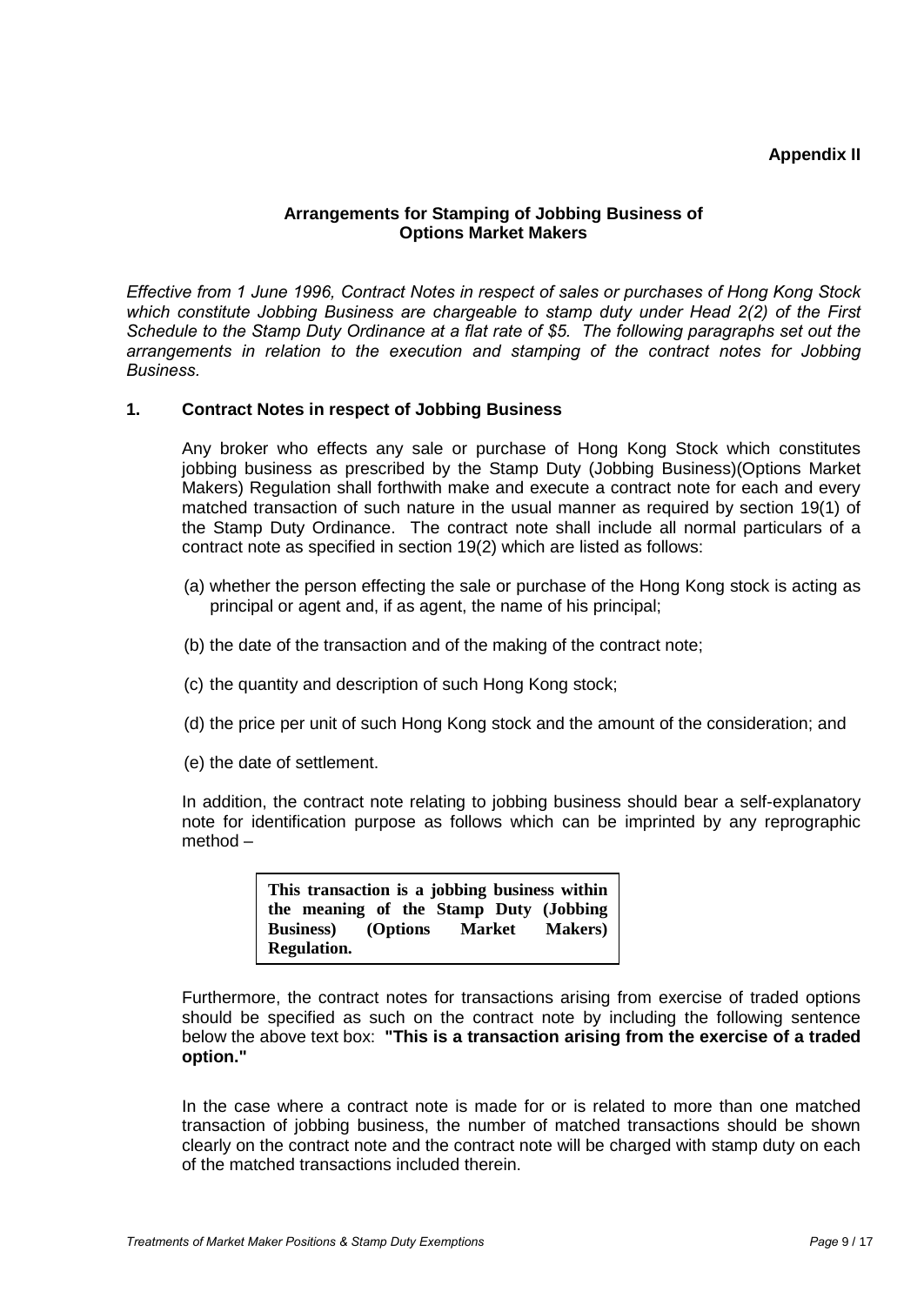**Appendix II**

## Arrangements for Stamping of Jobbing Business of Options Market Makers

*Effective from 1 June 1996, Contract Notes in respect of sales or purchases of Hong Kong Stock which constitute Jobbing Business are chargeable to stamp duty under Head 2(2) of the First Schedule to the Stamp Duty Ordinance at a flat rate of $5. The following paragraphs set out the arrangements in relation to the execution and stamping of the contract notes for Jobbing Business.*

### 1. Contract Notes in respect of Jobbing Business

Any broker who effects any sale or purchase of Hong Kong Stock which constitutes jobbing business as prescribed by the Stamp Duty (Jobbing Business)(Options Market Makers) Regulation shall forthwith make and execute a contract note for each and every matched transaction of such nature in the usual manner as required by section 19(1) of the Stamp Duty Ordinance. The contract note shall include all normal particulars of a contract note as specified in section 19(2) which are listed as follows:

(a) whether the person effecting the sale or purchase of the Hong Kong stock is acting as principal or agent and, if as agent, the name of his principal;

(b) the date of the transaction and of the making of the contract note;

(c) the quantity and description of such Hong Kong stock;

(d) the price per unit of such Hong Kong stock and the amount of the consideration; and

(e) the date of settlement.

In addition, the contract note relating to jobbing business should bear a self-explanatory note for identification purpose as follows which can be imprinted by any reprographic method –

> **This transaction is a jobbing business within the meaning of the Stamp Duty (Jobbing Business) (Options Market Makers) Regulation.**

Furthermore, the contract notes for transactions arising from exercise of traded options should be specified as such on the contract note by including the following sentence below the above text box: **"This is a transaction arising from the exercise of a traded option."**

In the case where a contract note is made for or is related to more than one matched transaction of jobbing business, the number of matched transactions should be shown clearly on the contract note and the contract note will be charged with stamp duty on each of the matched transactions included therein.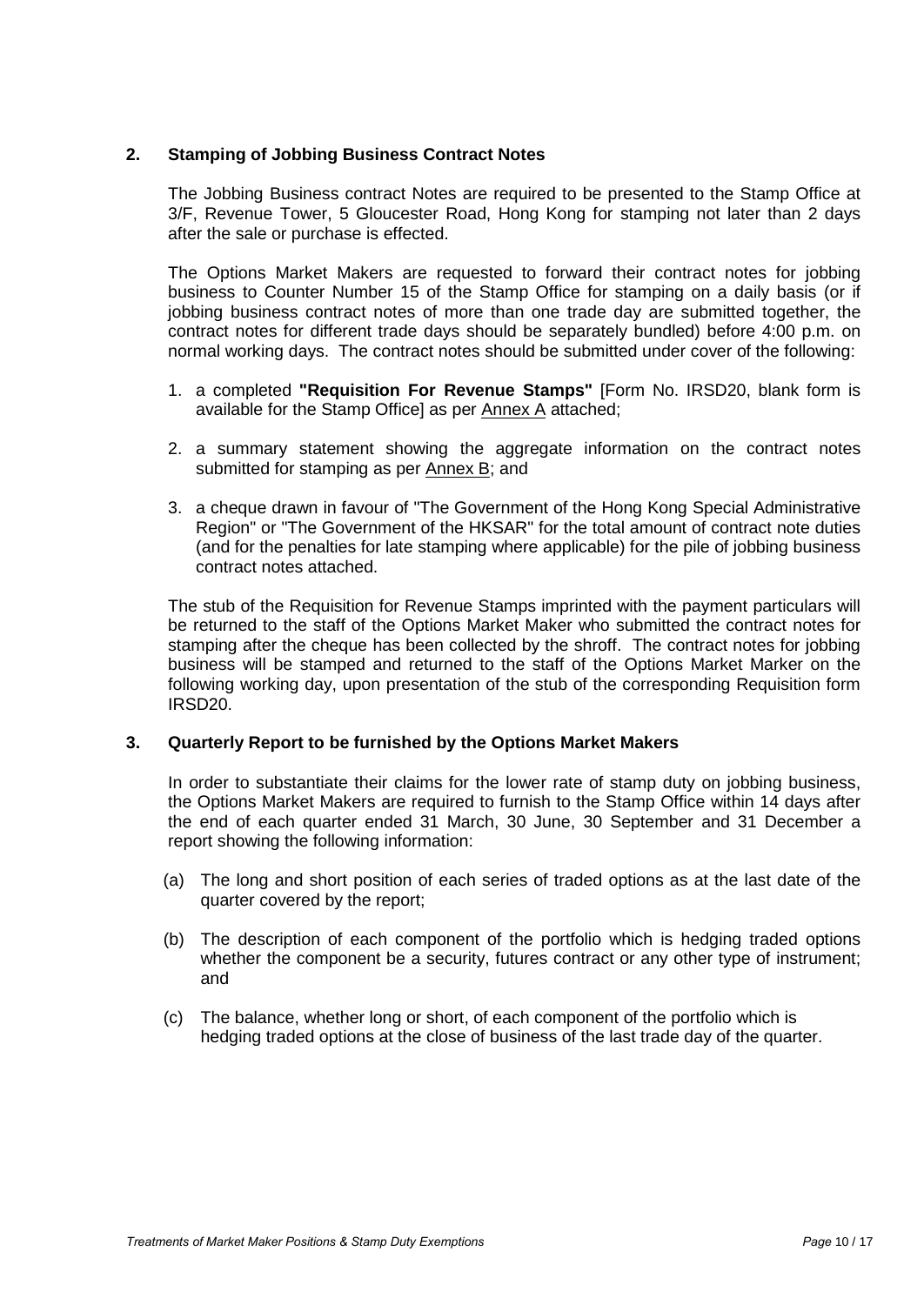## 2. Stamping of Jobbing Business Contract Notes

The Jobbing Business contract Notes are required to be presented to the Stamp Office at 3/F, Revenue Tower, 5 Gloucester Road, Hong Kong for stamping not later than 2 days after the sale or purchase is effected.

The Options Market Makers are requested to forward their contract notes for jobbing business to Counter Number 15 of the Stamp Office for stamping on a daily basis (or if jobbing business contract notes of more than one trade day are submitted together, the contract notes for different trade days should be separately bundled) before 4:00 p.m. on normal working days. The contract notes should be submitted under cover of the following:

1. a completed **"Requisition For Revenue Stamps"** [Form No. IRSD20, blank form is available for the Stamp Office] as per Annex A attached;

2. a summary statement showing the aggregate information on the contract notes submitted for stamping as per Annex B; and

3. a cheque drawn in favour of "The Government of the Hong Kong Special Administrative Region" or "The Government of the HKSAR" for the total amount of contract note duties (and for the penalties for late stamping where applicable) for the pile of jobbing business contract notes attached.

The stub of the Requisition for Revenue Stamps imprinted with the payment particulars will be returned to the staff of the Options Market Maker who submitted the contract notes for stamping after the cheque has been collected by the shroff. The contract notes for jobbing business will be stamped and returned to the staff of the Options Market Marker on the following working day, upon presentation of the stub of the corresponding Requisition form IRSD20.

## 3. Quarterly Report to be furnished by the Options Market Makers

In order to substantiate their claims for the lower rate of stamp duty on jobbing business, the Options Market Makers are required to furnish to the Stamp Office within 14 days after the end of each quarter ended 31 March, 30 June, 30 September and 31 December a report showing the following information:

(a) The long and short position of each series of traded options as at the last date of the quarter covered by the report;

(b) The description of each component of the portfolio which is hedging traded options whether the component be a security, futures contract or any other type of instrument; and

(c) The balance, whether long or short, of each component of the portfolio which is hedging traded options at the close of business of the last trade day of the quarter.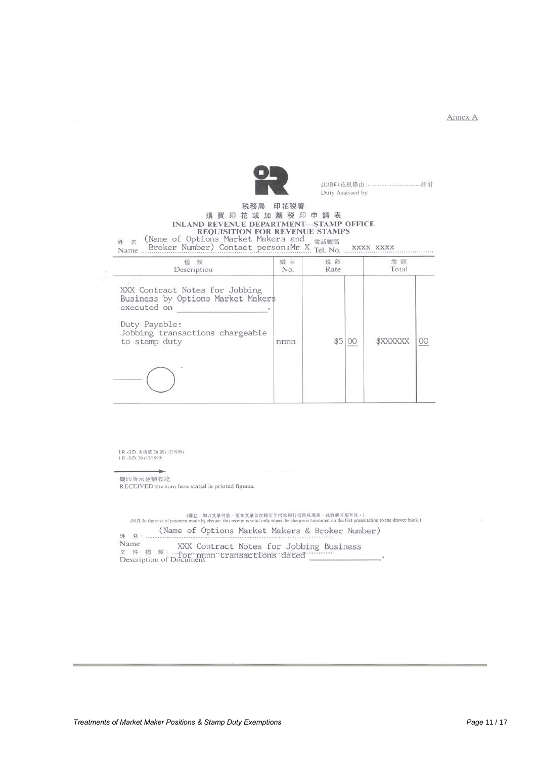Annex A

此項印花稅係由 ............................ 評計
Duty Assessed by

稅務局 印花稅署
購買印花或加蓋稅印申請表
**INLAND REVENUE DEPARTMENT—STAMP OFFICE**
**REQUISITION FOR REVENUE STAMPS**

姓名 Name (Name of Options Market Makers and Broker Number) Contact person:Mr X 電話號碼 Tel. No. xxxx xxxx

| 種類 Description | 數目 No. | 稅額 Rate | | 總額 Total | |
|---|---|---|---|---|---|
| XXX Contract Notes for Jobbing Business by Options Market Makers executed on ____________. | | | | | |
| Duty Payable: Jobbing transactions chargeable to stamp duty | nnnn | $5 | 00 | $XXXXXX | 00 |

I.R.-S.D. 表格第 20 號 (12/1999)
I.R.-S.D. 20 (12/1999)

機印所示金額收訖
RECEIVED the sum here stated in printed figures.

(備註：如以支票付款，須在支票首次提交予付款銀行提得兌現後，此收據才屬有效。)
(N.B. In the case of payment made by cheque, this receipt is valid only when the cheque is honoured on the first presentation to the drawee bank.)

姓名 Name: (Name of Options Market Makers & Broker Number)

文件種類 Description of Document: XXX Contract Notes for Jobbing Business for nnnn transactions dated ____________.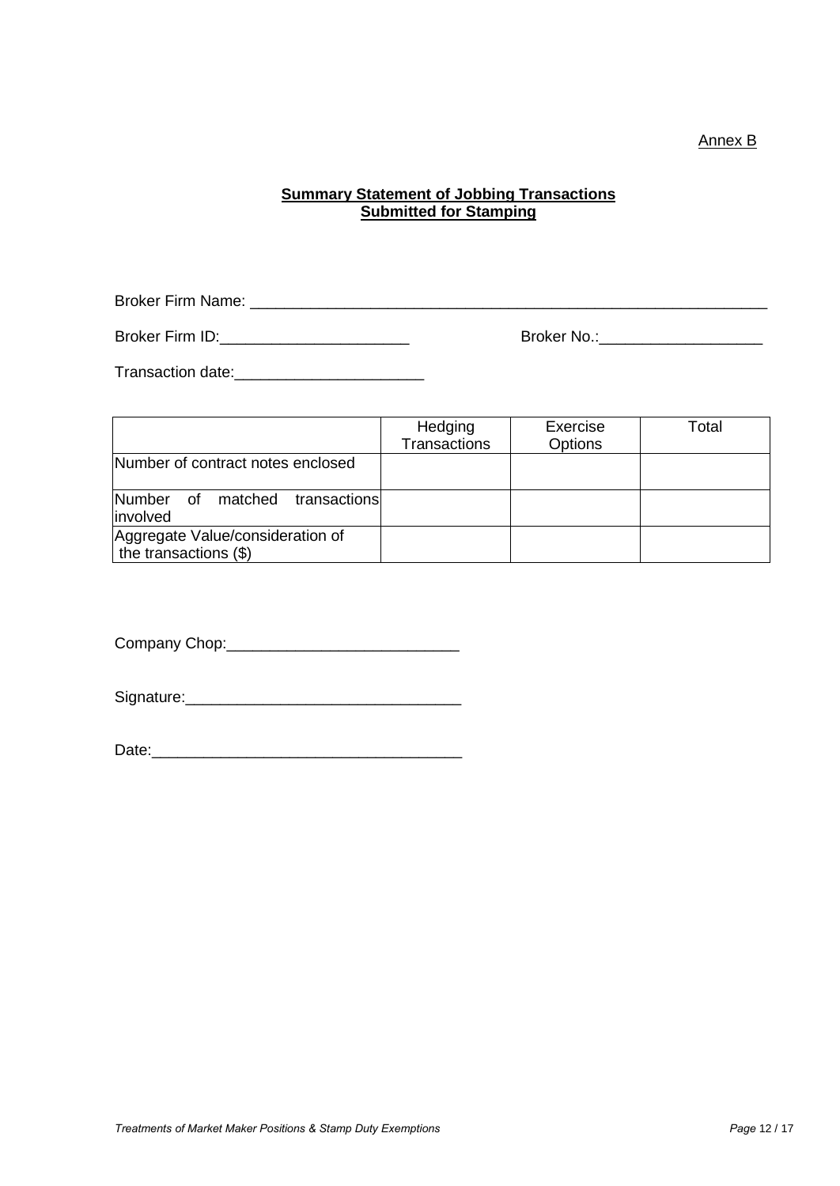Annex B

**Summary Statement of Jobbing Transactions**
**Submitted for Stamping**

Broker Firm Name: ______________________________________________________________

Broker Firm ID:______________________ Broker No.:___________________

Transaction date:______________________

| | Hedging Transactions | Exercise Options | Total |
|---|---|---|---|
| Number of contract notes enclosed | | | |
| Number of matched transactions involved | | | |
| Aggregate Value/consideration of the transactions ($) | | | |

Company Chop:___________________________

Signature:________________________________

Date:____________________________________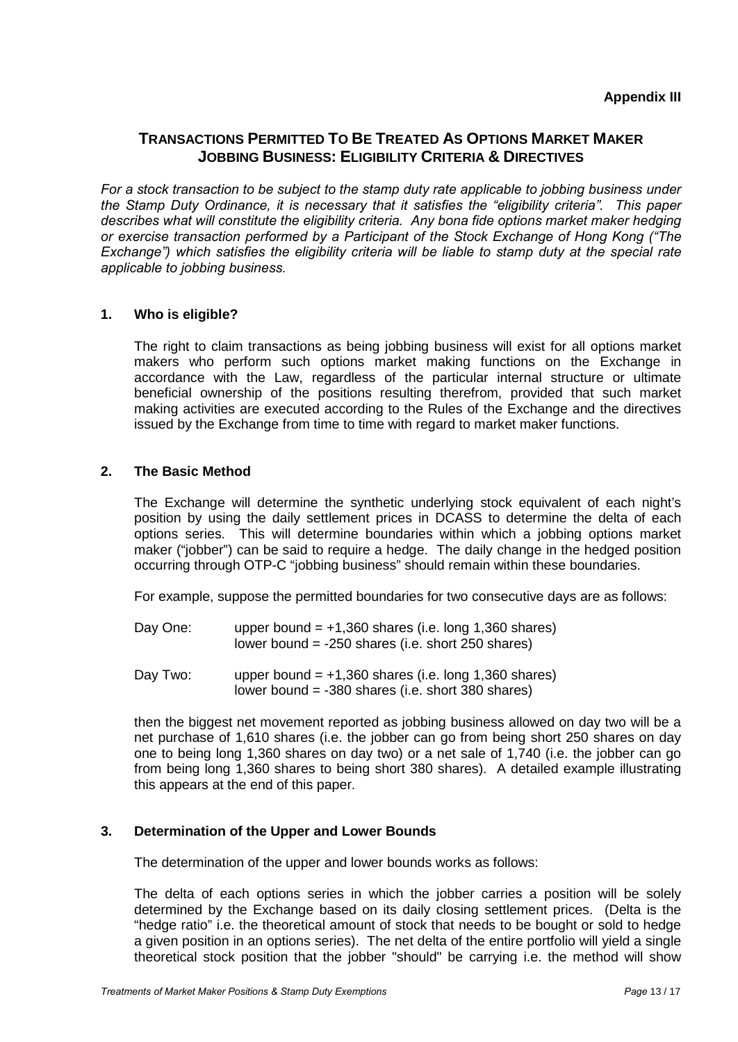**Appendix III**

## TRANSACTIONS PERMITTED TO BE TREATED AS OPTIONS MARKET MAKER JOBBING BUSINESS: ELIGIBILITY CRITERIA & DIRECTIVES

*For a stock transaction to be subject to the stamp duty rate applicable to jobbing business under the Stamp Duty Ordinance, it is necessary that it satisfies the "eligibility criteria". This paper describes what will constitute the eligibility criteria. Any bona fide options market maker hedging or exercise transaction performed by a Participant of the Stock Exchange of Hong Kong ("The Exchange") which satisfies the eligibility criteria will be liable to stamp duty at the special rate applicable to jobbing business.*

### 1. Who is eligible?

The right to claim transactions as being jobbing business will exist for all options market makers who perform such options market making functions on the Exchange in accordance with the Law, regardless of the particular internal structure or ultimate beneficial ownership of the positions resulting therefrom, provided that such market making activities are executed according to the Rules of the Exchange and the directives issued by the Exchange from time to time with regard to market maker functions.

### 2. The Basic Method

The Exchange will determine the synthetic underlying stock equivalent of each night's position by using the daily settlement prices in DCASS to determine the delta of each options series. This will determine boundaries within which a jobbing options market maker ("jobber") can be said to require a hedge. The daily change in the hedged position occurring through OTP-C "jobbing business" should remain within these boundaries.

For example, suppose the permitted boundaries for two consecutive days are as follows:

Day One: upper bound = +1,360 shares (i.e. long 1,360 shares)
lower bound = -250 shares (i.e. short 250 shares)

Day Two: upper bound = +1,360 shares (i.e. long 1,360 shares)
lower bound = -380 shares (i.e. short 380 shares)

then the biggest net movement reported as jobbing business allowed on day two will be a net purchase of 1,610 shares (i.e. the jobber can go from being short 250 shares on day one to being long 1,360 shares on day two) or a net sale of 1,740 (i.e. the jobber can go from being long 1,360 shares to being short 380 shares). A detailed example illustrating this appears at the end of this paper.

### 3. Determination of the Upper and Lower Bounds

The determination of the upper and lower bounds works as follows:

The delta of each options series in which the jobber carries a position will be solely determined by the Exchange based on its daily closing settlement prices. (Delta is the "hedge ratio" i.e. the theoretical amount of stock that needs to be bought or sold to hedge a given position in an options series). The net delta of the entire portfolio will yield a single theoretical stock position that the jobber "should" be carrying i.e. the method will show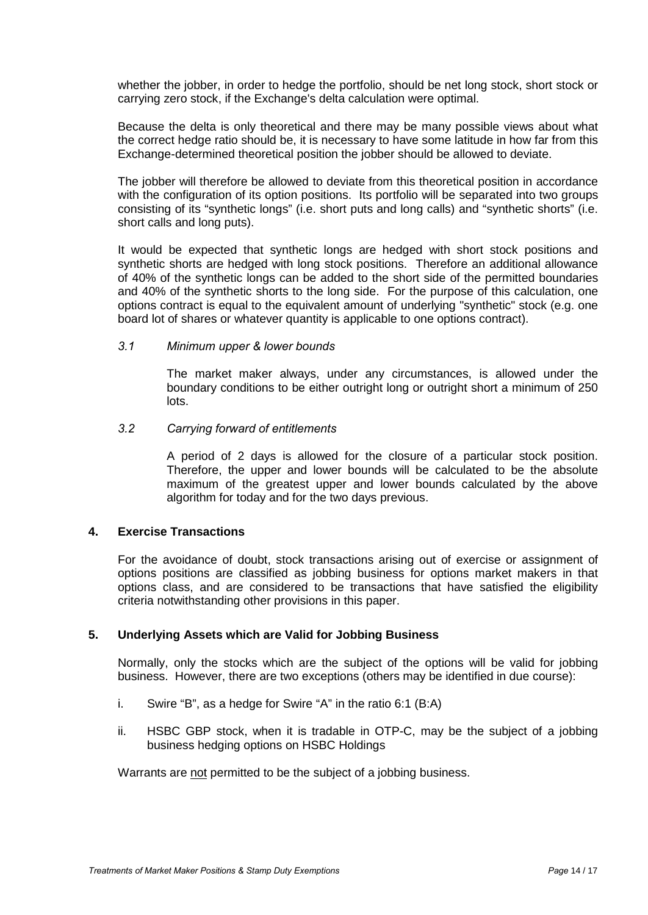whether the jobber, in order to hedge the portfolio, should be net long stock, short stock or carrying zero stock, if the Exchange's delta calculation were optimal.

Because the delta is only theoretical and there may be many possible views about what the correct hedge ratio should be, it is necessary to have some latitude in how far from this Exchange-determined theoretical position the jobber should be allowed to deviate.

The jobber will therefore be allowed to deviate from this theoretical position in accordance with the configuration of its option positions. Its portfolio will be separated into two groups consisting of its "synthetic longs" (i.e. short puts and long calls) and "synthetic shorts" (i.e. short calls and long puts).

It would be expected that synthetic longs are hedged with short stock positions and synthetic shorts are hedged with long stock positions. Therefore an additional allowance of 40% of the synthetic longs can be added to the short side of the permitted boundaries and 40% of the synthetic shorts to the long side. For the purpose of this calculation, one options contract is equal to the equivalent amount of underlying "synthetic" stock (e.g. one board lot of shares or whatever quantity is applicable to one options contract).

*3.1 Minimum upper & lower bounds*

The market maker always, under any circumstances, is allowed under the boundary conditions to be either outright long or outright short a minimum of 250 lots.

*3.2 Carrying forward of entitlements*

A period of 2 days is allowed for the closure of a particular stock position. Therefore, the upper and lower bounds will be calculated to be the absolute maximum of the greatest upper and lower bounds calculated by the above algorithm for today and for the two days previous.

### 4. Exercise Transactions

For the avoidance of doubt, stock transactions arising out of exercise or assignment of options positions are classified as jobbing business for options market makers in that options class, and are considered to be transactions that have satisfied the eligibility criteria notwithstanding other provisions in this paper.

### 5. Underlying Assets which are Valid for Jobbing Business

Normally, only the stocks which are the subject of the options will be valid for jobbing business. However, there are two exceptions (others may be identified in due course):

i. Swire "B", as a hedge for Swire "A" in the ratio 6:1 (B:A)

ii. HSBC GBP stock, when it is tradable in OTP-C, may be the subject of a jobbing business hedging options on HSBC Holdings

Warrants are <u>not</u> permitted to be the subject of a jobbing business.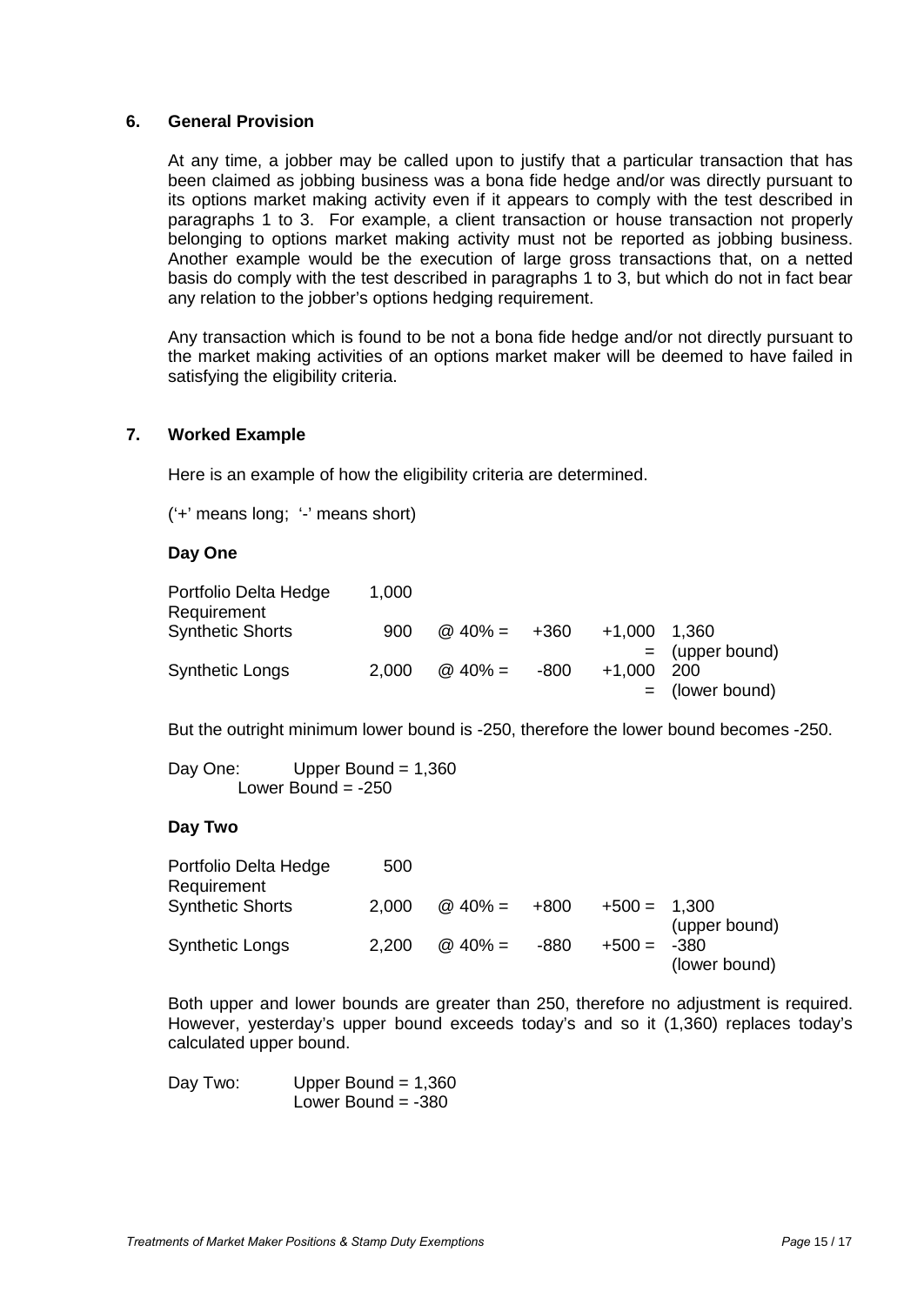## 6. General Provision

At any time, a jobber may be called upon to justify that a particular transaction that has been claimed as jobbing business was a bona fide hedge and/or was directly pursuant to its options market making activity even if it appears to comply with the test described in paragraphs 1 to 3. For example, a client transaction or house transaction not properly belonging to options market making activity must not be reported as jobbing business. Another example would be the execution of large gross transactions that, on a netted basis do comply with the test described in paragraphs 1 to 3, but which do not in fact bear any relation to the jobber's options hedging requirement.

Any transaction which is found to be not a bona fide hedge and/or not directly pursuant to the market making activities of an options market maker will be deemed to have failed in satisfying the eligibility criteria.

## 7. Worked Example

Here is an example of how the eligibility criteria are determined.

('+' means long; '-' means short)

**Day One**

| | | | | | |
|---|---|---|---|---|---|
| Portfolio Delta Hedge Requirement | 1,000 | | | | |
| Synthetic Shorts | 900 | @ 40% = | +360 | +1,000 = | 1,360 (upper bound) |
| Synthetic Longs | 2,000 | @ 40% = | -800 | +1,000 = | 200 (lower bound) |

But the outright minimum lower bound is -250, therefore the lower bound becomes -250.

Day One: Upper Bound = 1,360
Lower Bound = -250

**Day Two**

| | | | | | |
|---|---|---|---|---|---|
| Portfolio Delta Hedge Requirement | 500 | | | | |
| Synthetic Shorts | 2,000 | @ 40% = | +800 | +500 = | 1,300 (upper bound) |
| Synthetic Longs | 2,200 | @ 40% = | -880 | +500 = | -380 (lower bound) |

Both upper and lower bounds are greater than 250, therefore no adjustment is required. However, yesterday's upper bound exceeds today's and so it (1,360) replaces today's calculated upper bound.

Day Two: Upper Bound = 1,360
Lower Bound = -380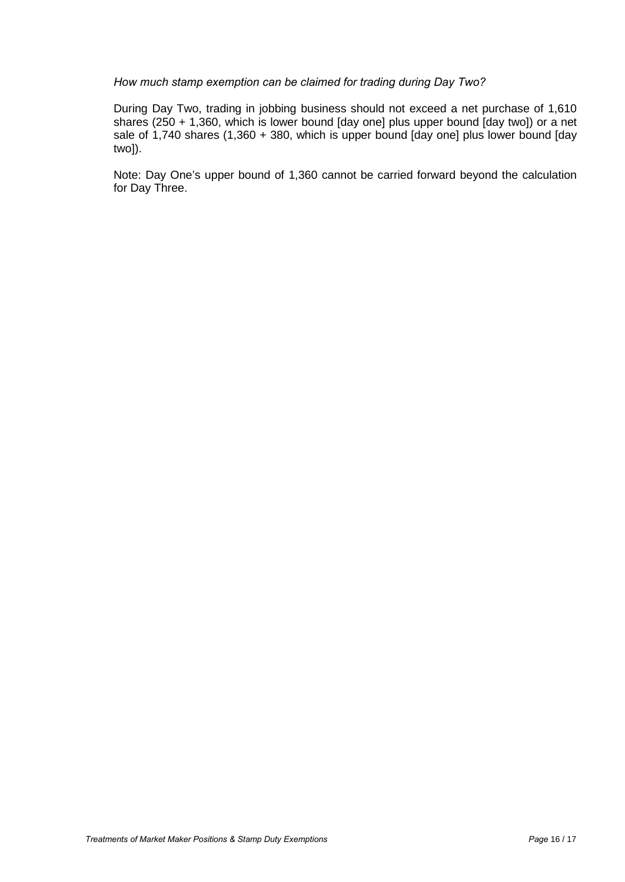*How much stamp exemption can be claimed for trading during Day Two?*

During Day Two, trading in jobbing business should not exceed a net purchase of 1,610 shares (250 + 1,360, which is lower bound [day one] plus upper bound [day two]) or a net sale of 1,740 shares (1,360 + 380, which is upper bound [day one] plus lower bound [day two]).

Note: Day One's upper bound of 1,360 cannot be carried forward beyond the calculation for Day Three.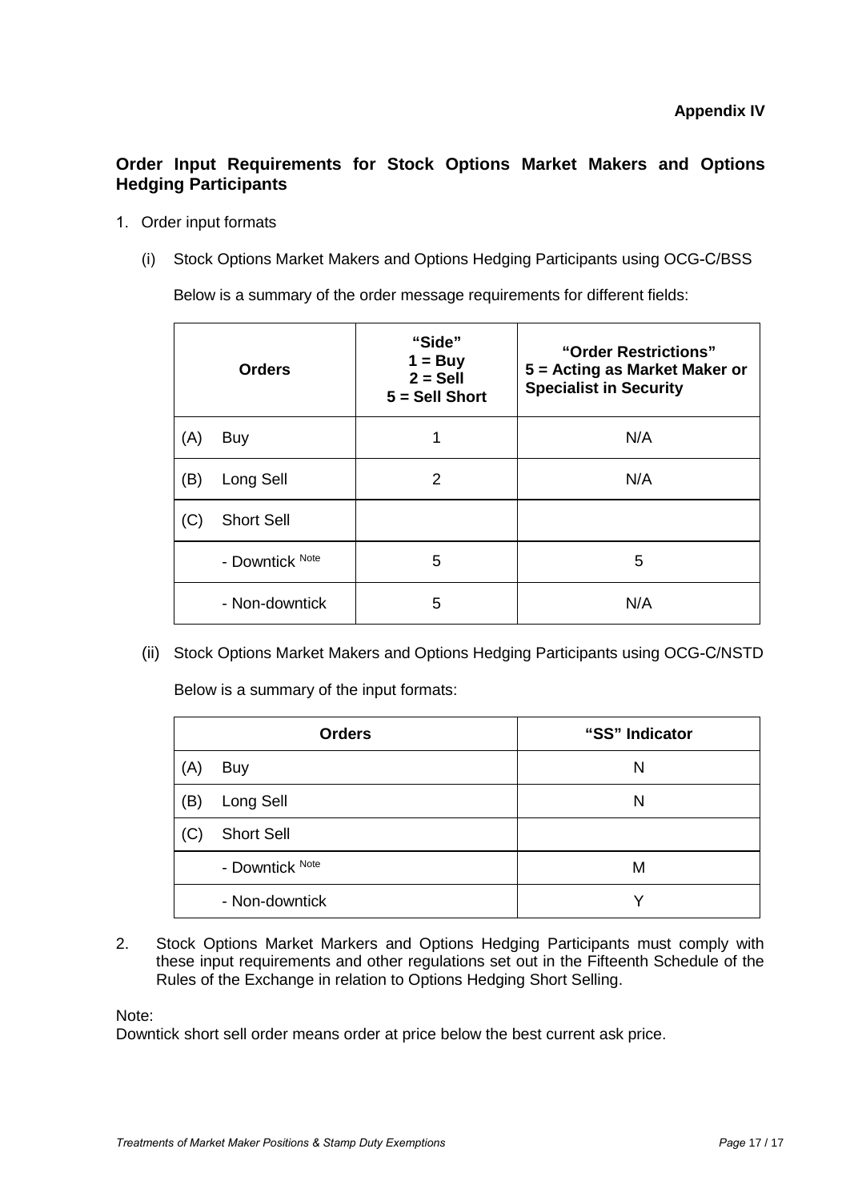**Appendix IV**

## Order Input Requirements for Stock Options Market Makers and Options Hedging Participants

1. Order input formats

   (i) Stock Options Market Makers and Options Hedging Participants using OCG-C/BSS

   Below is a summary of the order message requirements for different fields:

| Orders | "Side" 1 = Buy 2 = Sell 5 = Sell Short | "Order Restrictions" 5 = Acting as Market Maker or Specialist in Security |
|---|---|---|
| (A) Buy | 1 | N/A |
| (B) Long Sell | 2 | N/A |
| (C) Short Sell | | |
| - Downtick Note | 5 | 5 |
| - Non-downtick | 5 | N/A |

   (ii) Stock Options Market Makers and Options Hedging Participants using OCG-C/NSTD

   Below is a summary of the input formats:

| Orders | "SS" Indicator |
|---|---|
| (A) Buy | N |
| (B) Long Sell | N |
| (C) Short Sell | |
| - Downtick Note | M |
| - Non-downtick | Y |

2. Stock Options Market Markers and Options Hedging Participants must comply with these input requirements and other regulations set out in the Fifteenth Schedule of the Rules of the Exchange in relation to Options Hedging Short Selling.

Note:
Downtick short sell order means order at price below the best current ask price.